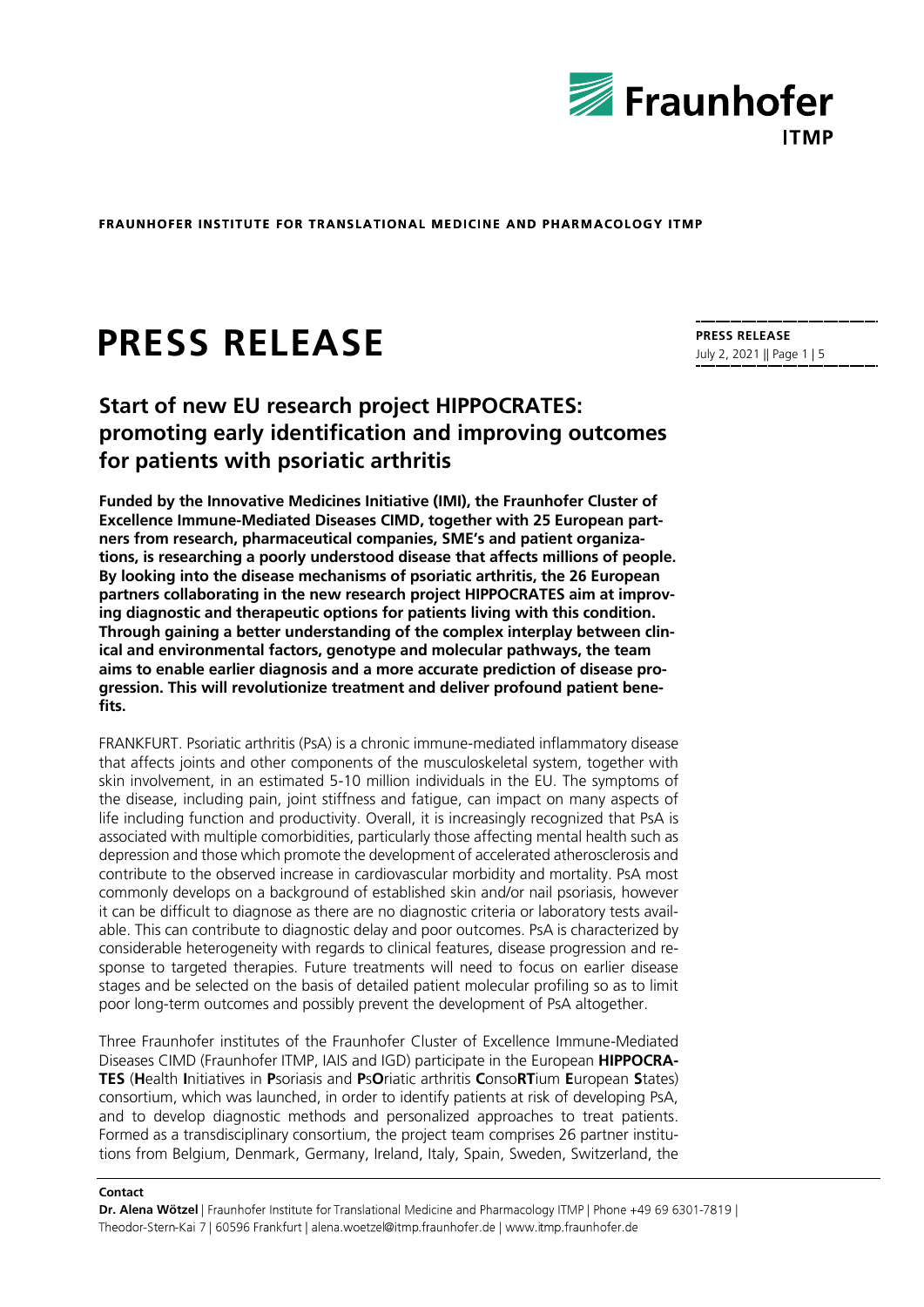**FRAUNHOFER INSTITUTE FOR TRANSLATIONAL MEDICINE AND PHARMACOLOGY ITMP**

# PRESS RELEASE

**PRESS RELEASE**
July 2, 2021 || Page 1 | 5

## Start of new EU research project HIPPOCRATES: promoting early identification and improving outcomes for patients with psoriatic arthritis

**Funded by the Innovative Medicines Initiative (IMI), the Fraunhofer Cluster of Excellence Immune-Mediated Diseases CIMD, together with 25 European partners from research, pharmaceutical companies, SME's and patient organizations, is researching a poorly understood disease that affects millions of people. By looking into the disease mechanisms of psoriatic arthritis, the 26 European partners collaborating in the new research project HIPPOCRATES aim at improving diagnostic and therapeutic options for patients living with this condition. Through gaining a better understanding of the complex interplay between clinical and environmental factors, genotype and molecular pathways, the team aims to enable earlier diagnosis and a more accurate prediction of disease progression. This will revolutionize treatment and deliver profound patient benefits.**

FRANKFURT. Psoriatic arthritis (PsA) is a chronic immune-mediated inflammatory disease that affects joints and other components of the musculoskeletal system, together with skin involvement, in an estimated 5-10 million individuals in the EU. The symptoms of the disease, including pain, joint stiffness and fatigue, can impact on many aspects of life including function and productivity. Overall, it is increasingly recognized that PsA is associated with multiple comorbidities, particularly those affecting mental health such as depression and those which promote the development of accelerated atherosclerosis and contribute to the observed increase in cardiovascular morbidity and mortality. PsA most commonly develops on a background of established skin and/or nail psoriasis, however it can be difficult to diagnose as there are no diagnostic criteria or laboratory tests available. This can contribute to diagnostic delay and poor outcomes. PsA is characterized by considerable heterogeneity with regards to clinical features, disease progression and response to targeted therapies. Future treatments will need to focus on earlier disease stages and be selected on the basis of detailed patient molecular profiling so as to limit poor long-term outcomes and possibly prevent the development of PsA altogether.

Three Fraunhofer institutes of the Fraunhofer Cluster of Excellence Immune-Mediated Diseases CIMD (Fraunhofer ITMP, IAIS and IGD) participate in the European **HIPPOCRATES** (**H**ealth **I**nitiatives in **P**soriasis and **P**s**O**riatic arthritis **C**onso**RT**ium **E**uropean **S**tates) consortium, which was launched, in order to identify patients at risk of developing PsA, and to develop diagnostic methods and personalized approaches to treat patients. Formed as a transdisciplinary consortium, the project team comprises 26 partner institutions from Belgium, Denmark, Germany, Ireland, Italy, Spain, Sweden, Switzerland, the

**Contact**
**Dr. Alena Wötzel** | Fraunhofer Institute for Translational Medicine and Pharmacology ITMP | Phone +49 69 6301-7819 | Theodor-Stern-Kai 7 | 60596 Frankfurt | alena.woetzel@itmp.fraunhofer.de | www.itmp.fraunhofer.de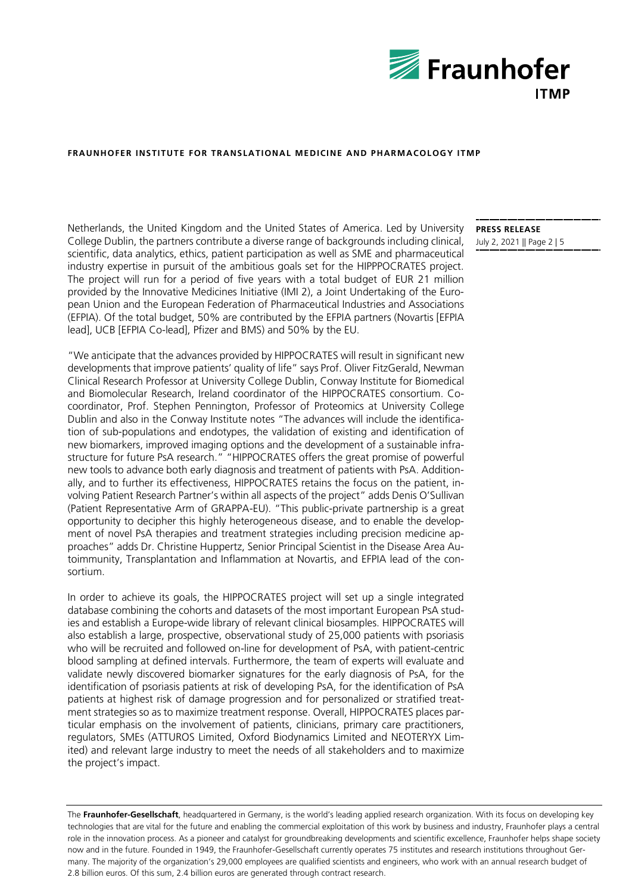Netherlands, the United Kingdom and the United States of America. Led by University College Dublin, the partners contribute a diverse range of backgrounds including clinical, scientific, data analytics, ethics, patient participation as well as SME and pharmaceutical industry expertise in pursuit of the ambitious goals set for the HIPPPOCRATES project. The project will run for a period of five years with a total budget of EUR 21 million provided by the Innovative Medicines Initiative (IMI 2), a Joint Undertaking of the European Union and the European Federation of Pharmaceutical Industries and Associations (EFPIA). Of the total budget, 50% are contributed by the EFPIA partners (Novartis [EFPIA lead], UCB [EFPIA Co-lead], Pfizer and BMS) and 50% by the EU.

"We anticipate that the advances provided by HIPPOCRATES will result in significant new developments that improve patients' quality of life" says Prof. Oliver FitzGerald, Newman Clinical Research Professor at University College Dublin, Conway Institute for Biomedical and Biomolecular Research, Ireland coordinator of the HIPPOCRATES consortium. Co-coordinator, Prof. Stephen Pennington, Professor of Proteomics at University College Dublin and also in the Conway Institute notes "The advances will include the identification of sub-populations and endotypes, the validation of existing and identification of new biomarkers, improved imaging options and the development of a sustainable infrastructure for future PsA research." "HIPPOCRATES offers the great promise of powerful new tools to advance both early diagnosis and treatment of patients with PsA. Additionally, and to further its effectiveness, HIPPOCRATES retains the focus on the patient, involving Patient Research Partner's within all aspects of the project" adds Denis O'Sullivan (Patient Representative Arm of GRAPPA-EU). "This public-private partnership is a great opportunity to decipher this highly heterogeneous disease, and to enable the development of novel PsA therapies and treatment strategies including precision medicine approaches" adds Dr. Christine Huppertz, Senior Principal Scientist in the Disease Area Autoimmunity, Transplantation and Inflammation at Novartis, and EFPIA lead of the consortium.

In order to achieve its goals, the HIPPOCRATES project will set up a single integrated database combining the cohorts and datasets of the most important European PsA studies and establish a Europe-wide library of relevant clinical biosamples. HIPPOCRATES will also establish a large, prospective, observational study of 25,000 patients with psoriasis who will be recruited and followed on-line for development of PsA, with patient-centric blood sampling at defined intervals. Furthermore, the team of experts will evaluate and validate newly discovered biomarker signatures for the early diagnosis of PsA, for the identification of psoriasis patients at risk of developing PsA, for the identification of PsA patients at highest risk of damage progression and for personalized or stratified treatment strategies so as to maximize treatment response. Overall, HIPPOCRATES places particular emphasis on the involvement of patients, clinicians, primary care practitioners, regulators, SMEs (ATTUROS Limited, Oxford Biodynamics Limited and NEOTERYX Limited) and relevant large industry to meet the needs of all stakeholders and to maximize the project's impact.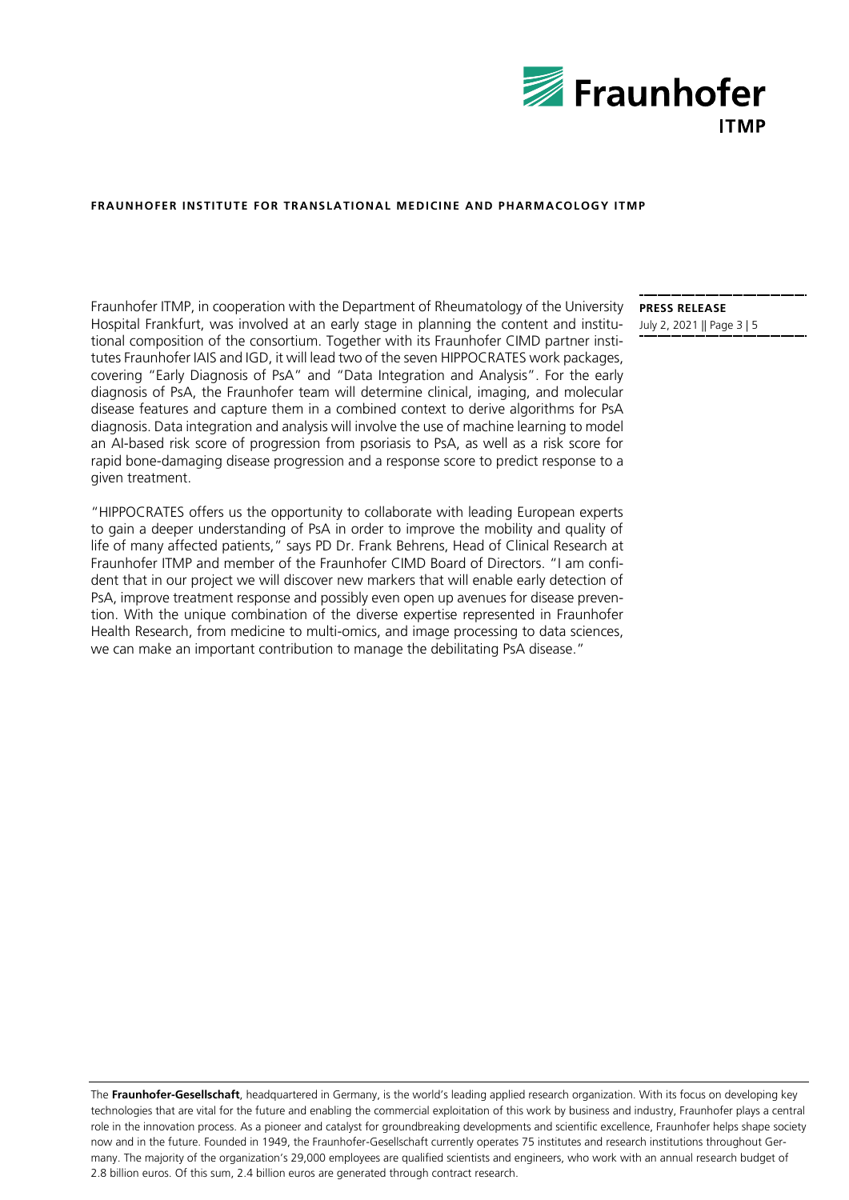Fraunhofer ITMP, in cooperation with the Department of Rheumatology of the University Hospital Frankfurt, was involved at an early stage in planning the content and institutional composition of the consortium. Together with its Fraunhofer CIMD partner institutes Fraunhofer IAIS and IGD, it will lead two of the seven HIPPOCRATES work packages, covering "Early Diagnosis of PsA" and "Data Integration and Analysis". For the early diagnosis of PsA, the Fraunhofer team will determine clinical, imaging, and molecular disease features and capture them in a combined context to derive algorithms for PsA diagnosis. Data integration and analysis will involve the use of machine learning to model an AI-based risk score of progression from psoriasis to PsA, as well as a risk score for rapid bone-damaging disease progression and a response score to predict response to a given treatment.

"HIPPOCRATES offers us the opportunity to collaborate with leading European experts to gain a deeper understanding of PsA in order to improve the mobility and quality of life of many affected patients," says PD Dr. Frank Behrens, Head of Clinical Research at Fraunhofer ITMP and member of the Fraunhofer CIMD Board of Directors. "I am confident that in our project we will discover new markers that will enable early detection of PsA, improve treatment response and possibly even open up avenues for disease prevention. With the unique combination of the diverse expertise represented in Fraunhofer Health Research, from medicine to multi-omics, and image processing to data sciences, we can make an important contribution to manage the debilitating PsA disease."

The **Fraunhofer-Gesellschaft**, headquartered in Germany, is the world's leading applied research organization. With its focus on developing key technologies that are vital for the future and enabling the commercial exploitation of this work by business and industry, Fraunhofer plays a central role in the innovation process. As a pioneer and catalyst for groundbreaking developments and scientific excellence, Fraunhofer helps shape society now and in the future. Founded in 1949, the Fraunhofer-Gesellschaft currently operates 75 institutes and research institutions throughout Germany. The majority of the organization's 29,000 employees are qualified scientists and engineers, who work with an annual research budget of 2.8 billion euros. Of this sum, 2.4 billion euros are generated through contract research.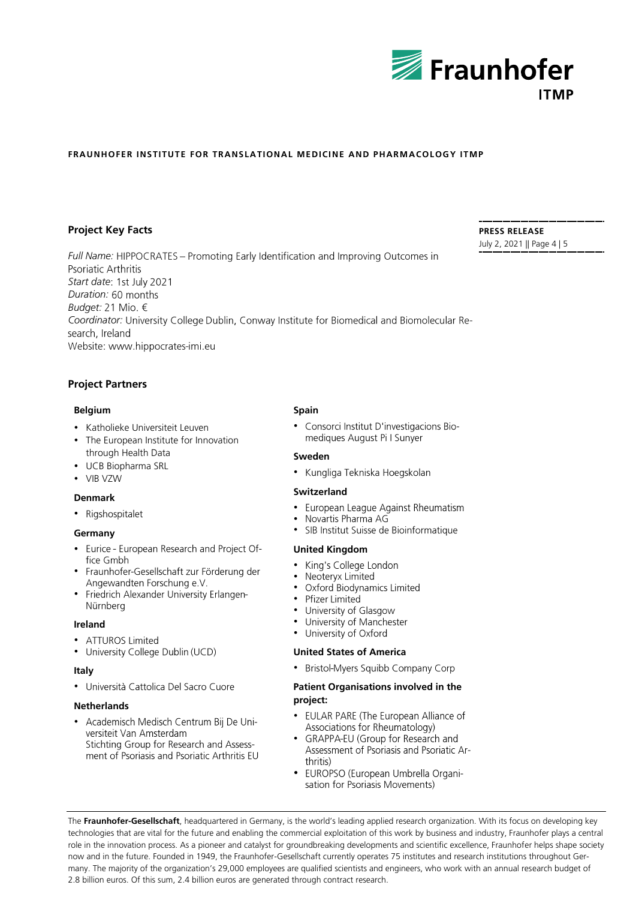FRAUNHOFER INSTITUTE FOR TRANSLATIONAL MEDICINE AND PHARMACOLOGY ITMP

## Project Key Facts

*Full Name:* HIPPOCRATES – Promoting Early Identification and Improving Outcomes in Psoriatic Arthritis
*Start date*: 1st July 2021
*Duration:* 60 months
*Budget:* 21 Mio. €
*Coordinator:* University College Dublin, Conway Institute for Biomedical and Biomolecular Research, Ireland
Website: www.hippocrates-imi.eu

## Project Partners

### Belgium

- Katholieke Universiteit Leuven
- The European Institute for Innovation through Health Data
- UCB Biopharma SRL
- VIB VZW

### Denmark

- Rigshospitalet

### Germany

- Eurice - European Research and Project Office Gmbh
- Fraunhofer-Gesellschaft zur Förderung der Angewandten Forschung e.V.
- Friedrich Alexander University Erlangen-Nürnberg

### Ireland

- ATTUROS Limited
- University College Dublin (UCD)

### Italy

- Università Cattolica Del Sacro Cuore

### Netherlands

- Academisch Medisch Centrum Bij De Universiteit Van Amsterdam
  Stichting Group for Research and Assessment of Psoriasis and Psoriatic Arthritis EU

### Spain

- Consorci Institut D'investigacions Biomediques August Pi I Sunyer

### Sweden

- Kungliga Tekniska Hoegskolan

### Switzerland

- European League Against Rheumatism
- Novartis Pharma AG
- SIB Institut Suisse de Bioinformatique

### United Kingdom

- King's College London
- Neoteryx Limited
- Oxford Biodynamics Limited
- Pfizer Limited
- University of Glasgow
- University of Manchester
- University of Oxford

### United States of America

- Bristol-Myers Squibb Company Corp

### Patient Organisations involved in the project:

- EULAR PARE (The European Alliance of Associations for Rheumatology)
- GRAPPA-EU (Group for Research and Assessment of Psoriasis and Psoriatic Arthritis)
- EUROPSO (European Umbrella Organisation for Psoriasis Movements)

The **Fraunhofer-Gesellschaft**, headquartered in Germany, is the world's leading applied research organization. With its focus on developing key technologies that are vital for the future and enabling the commercial exploitation of this work by business and industry, Fraunhofer plays a central role in the innovation process. As a pioneer and catalyst for groundbreaking developments and scientific excellence, Fraunhofer helps shape society now and in the future. Founded in 1949, the Fraunhofer-Gesellschaft currently operates 75 institutes and research institutions throughout Germany. The majority of the organization's 29,000 employees are qualified scientists and engineers, who work with an annual research budget of 2.8 billion euros. Of this sum, 2.4 billion euros are generated through contract research.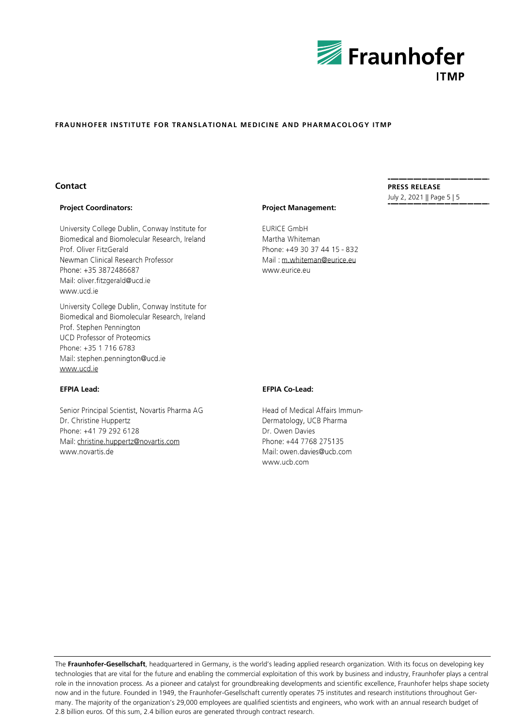## Contact

**Project Coordinators:**

University College Dublin, Conway Institute for Biomedical and Biomolecular Research, Ireland
Prof. Oliver FitzGerald
Newman Clinical Research Professor
Phone: +35 3872486687
Mail: oliver.fitzgerald@ucd.ie
www.ucd.ie

University College Dublin, Conway Institute for Biomedical and Biomolecular Research, Ireland
Prof. Stephen Pennington
UCD Professor of Proteomics
Phone: +35 1 716 6783
Mail: stephen.pennington@ucd.ie
www.ucd.ie

**Project Management:**

EURICE GmbH
Martha Whiteman
Phone: +49 30 37 44 15 - 832
Mail : m.whiteman@eurice.eu
www.eurice.eu

**EFPIA Lead:**

Senior Principal Scientist, Novartis Pharma AG
Dr. Christine Huppertz
Phone: +41 79 292 6128
Mail: christine.huppertz@novartis.com
www.novartis.de

**EFPIA Co-Lead:**

Head of Medical Affairs Immun-Dermatology, UCB Pharma
Dr. Owen Davies
Phone: +44 7768 275135
Mail: owen.davies@ucb.com
www.ucb.com

The **Fraunhofer-Gesellschaft**, headquartered in Germany, is the world's leading applied research organization. With its focus on developing key technologies that are vital for the future and enabling the commercial exploitation of this work by business and industry, Fraunhofer plays a central role in the innovation process. As a pioneer and catalyst for groundbreaking developments and scientific excellence, Fraunhofer helps shape society now and in the future. Founded in 1949, the Fraunhofer-Gesellschaft currently operates 75 institutes and research institutions throughout Germany. The majority of the organization's 29,000 employees are qualified scientists and engineers, who work with an annual research budget of 2.8 billion euros. Of this sum, 2.4 billion euros are generated through contract research.